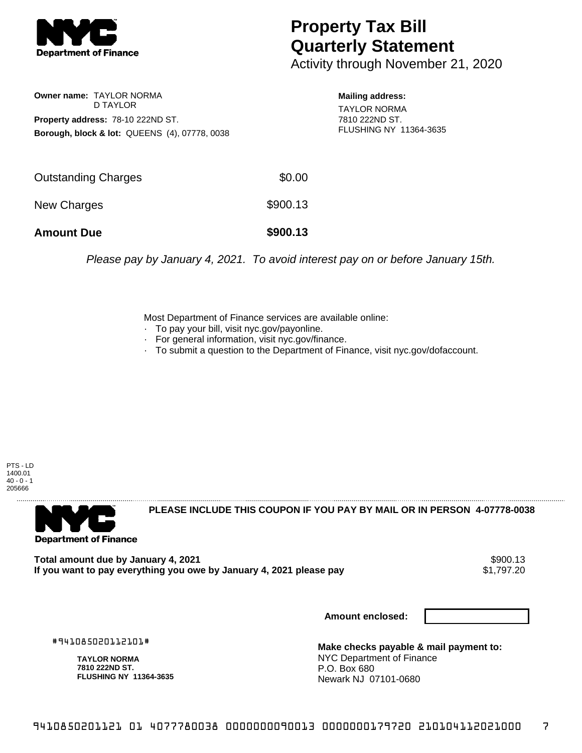# Property Tax Bill Quarterly Statement

Activity through November 21, 2020

**Owner name:** TAYLOR NORMA
D TAYLOR

**Property address:** 78-10 222ND ST.

**Borough, block & lot:** QUEENS (4), 07778, 0038

**Mailing address:**
TAYLOR NORMA
7810 222ND ST.
FLUSHING NY 11364-3635

| | |
|---|---|
| Outstanding Charges | $0.00 |
| New Charges | $900.13 |
| **Amount Due** | **$900.13** |

*Please pay by January 4, 2021. To avoid interest pay on or before January 15th.*

Most Department of Finance services are available online:
- To pay your bill, visit nyc.gov/payonline.
- For general information, visit nyc.gov/finance.
- To submit a question to the Department of Finance, visit nyc.gov/dofaccount.

PTS - LD
1400.01
40 - 0 - 1
205666

**PLEASE INCLUDE THIS COUPON IF YOU PAY BY MAIL OR IN PERSON 4-07778-0038**

| | |
|---|---|
| **Total amount due by January 4, 2021** | $900.13 |
| **If you want to pay everything you owe by January 4, 2021 please pay** | $1,797.20 |

**Amount enclosed:**

#941085020112101#

**TAYLOR NORMA**
**7810 222ND ST.**
**FLUSHING NY 11364-3635**

**Make checks payable & mail payment to:**
NYC Department of Finance
P.O. Box 680
Newark NJ 07101-0680

9410850201121 01 4077780038 0000000090013 0000000179720 210104112021000 7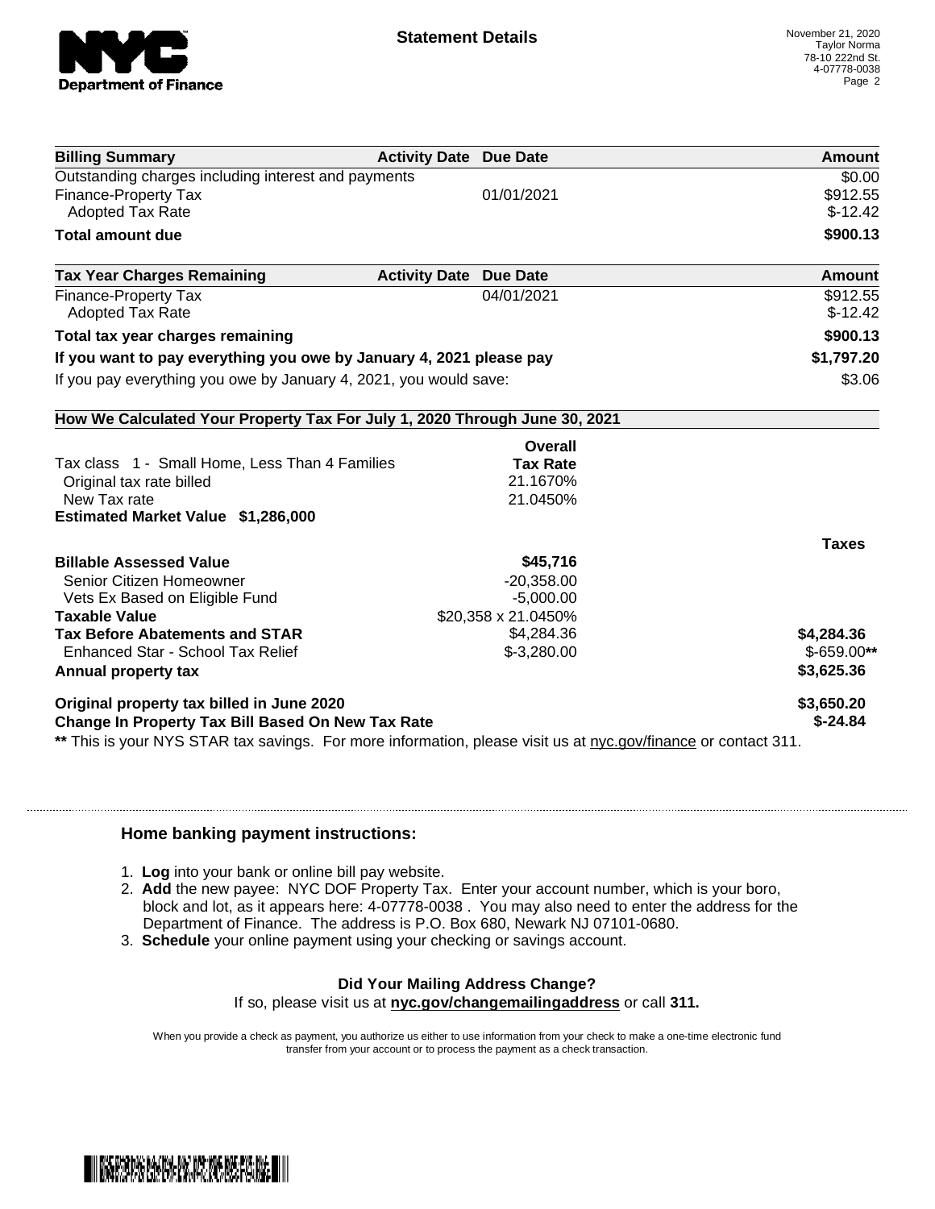**Statement Details**

November 21, 2020
Taylor Norma
78-10 222nd St.
4-07778-0038

| Billing Summary | Activity Date | Due Date | Amount |
|---|---|---|---|
| Outstanding charges including interest and payments | | | $0.00 |
| Finance-Property Tax | | 01/01/2021 | $912.55 |
| Adopted Tax Rate | | | $-12.42 |
| **Total amount due** | | | **$900.13** |

| Tax Year Charges Remaining | Activity Date | Due Date | Amount |
|---|---|---|---|
| Finance-Property Tax | | 04/01/2021 | $912.55 |
| Adopted Tax Rate | | | $-12.42 |
| **Total tax year charges remaining** | | | **$900.13** |
| **If you want to pay everything you owe by January 4, 2021 please pay** | | | **$1,797.20** |
| If you pay everything you owe by January 4, 2021, you would save: | | | $3.06 |

**How We Calculated Your Property Tax For July 1, 2020 Through June 30, 2021**

| | Overall Tax Rate | Taxes |
|---|---|---|
| Tax class 1 - Small Home, Less Than 4 Families | | |
| Original tax rate billed | 21.1670% | |
| New Tax rate | 21.0450% | |
| **Estimated Market Value $1,286,000** | | |
| **Billable Assessed Value** | **$45,716** | |
| Senior Citizen Homeowner | -20,358.00 | |
| Vets Ex Based on Eligible Fund | -5,000.00 | |
| **Taxable Value** | $20,358 x 21.0450% | |
| **Tax Before Abatements and STAR** | $4,284.36 | **$4,284.36** |
| Enhanced Star - School Tax Relief | $-3,280.00 | $-659.00** |
| **Annual property tax** | | **$3,625.36** |
| **Original property tax billed in June 2020** | | **$3,650.20** |
| **Change In Property Tax Bill Based On New Tax Rate** | | **$-24.84** |

** This is your NYS STAR tax savings. For more information, please visit us at nyc.gov/finance or contact 311.

### Home banking payment instructions:

1. **Log** into your bank or online bill pay website.
2. **Add** the new payee: NYC DOF Property Tax. Enter your account number, which is your boro, block and lot, as it appears here: 4-07778-0038 . You may also need to enter the address for the Department of Finance. The address is P.O. Box 680, Newark NJ 07101-0680.
3. **Schedule** your online payment using your checking or savings account.

**Did Your Mailing Address Change?**
If so, please visit us at **nyc.gov/changemailingaddress** or call **311.**

When you provide a check as payment, you authorize us either to use information from your check to make a one-time electronic fund transfer from your account or to process the payment as a check transaction.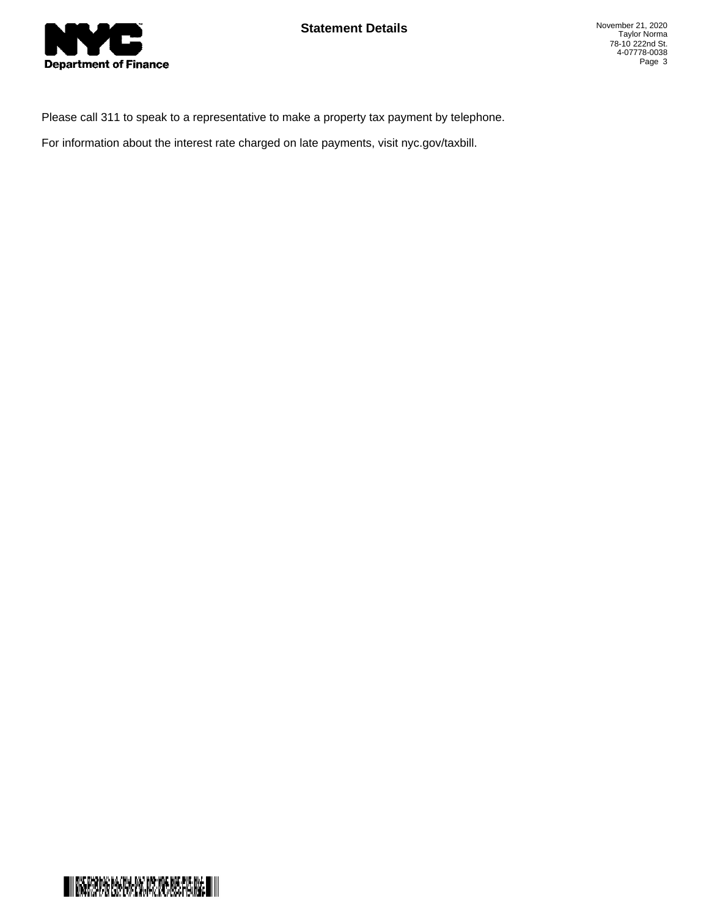Please call 311 to speak to a representative to make a property tax payment by telephone.

For information about the interest rate charged on late payments, visit nyc.gov/taxbill.